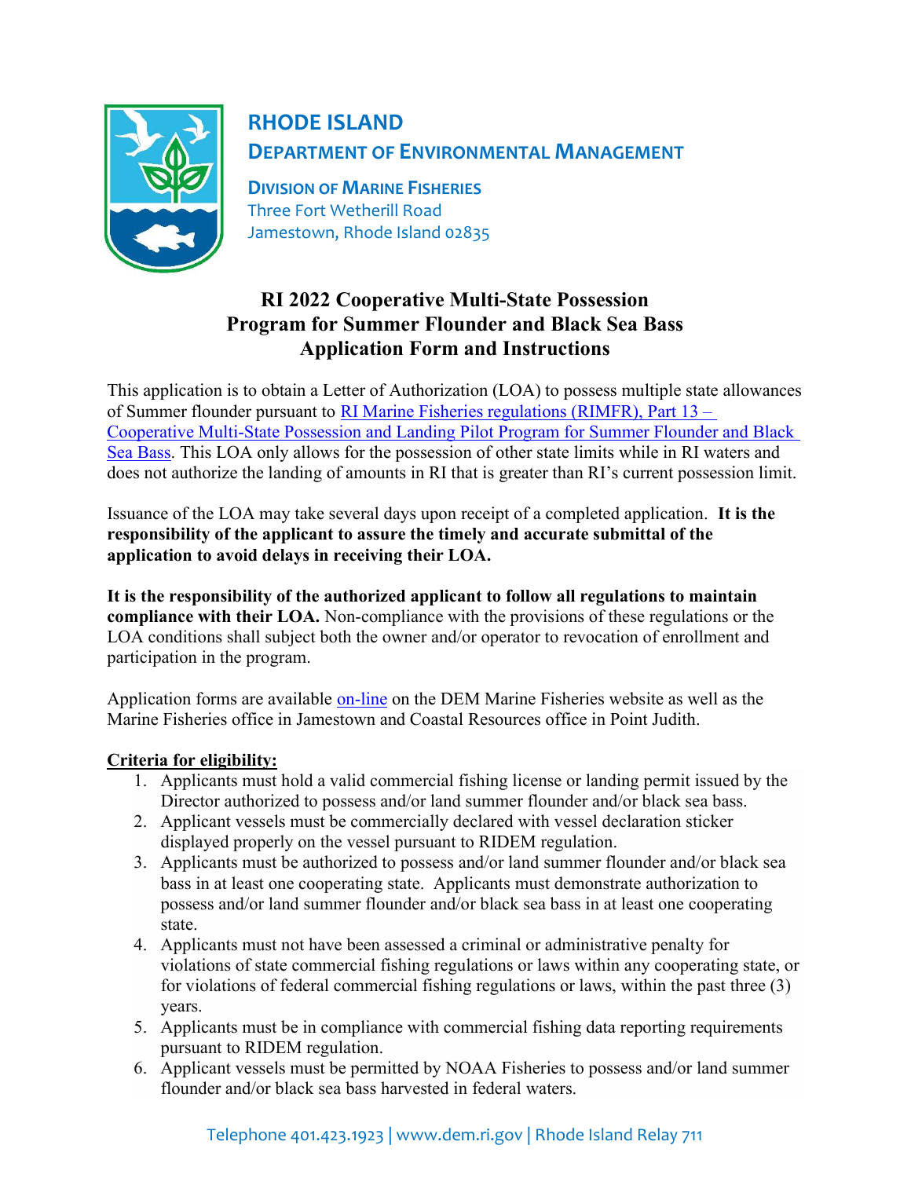# RHODE ISLAND
## DEPARTMENT OF ENVIRONMENTAL MANAGEMENT

**DIVISION OF MARINE FISHERIES**
Three Fort Wetherill Road
Jamestown, Rhode Island 02835

## RI 2022 Cooperative Multi-State Possession Program for Summer Flounder and Black Sea Bass Application Form and Instructions

This application is to obtain a Letter of Authorization (LOA) to possess multiple state allowances of Summer flounder pursuant to [RI Marine Fisheries regulations (RIMFR), Part 13 – Cooperative Multi-State Possession and Landing Pilot Program for Summer Flounder and Black Sea Bass](). This LOA only allows for the possession of other state limits while in RI waters and does not authorize the landing of amounts in RI that is greater than RI's current possession limit.

Issuance of the LOA may take several days upon receipt of a completed application. **It is the responsibility of the applicant to assure the timely and accurate submittal of the application to avoid delays in receiving their LOA.**

**It is the responsibility of the authorized applicant to follow all regulations to maintain compliance with their LOA.** Non-compliance with the provisions of these regulations or the LOA conditions shall subject both the owner and/or operator to revocation of enrollment and participation in the program.

Application forms are available [on-line]() on the DEM Marine Fisheries website as well as the Marine Fisheries office in Jamestown and Coastal Resources office in Point Judith.

**Criteria for eligibility:**

1. Applicants must hold a valid commercial fishing license or landing permit issued by the Director authorized to possess and/or land summer flounder and/or black sea bass.
2. Applicant vessels must be commercially declared with vessel declaration sticker displayed properly on the vessel pursuant to RIDEM regulation.
3. Applicants must be authorized to possess and/or land summer flounder and/or black sea bass in at least one cooperating state. Applicants must demonstrate authorization to possess and/or land summer flounder and/or black sea bass in at least one cooperating state.
4. Applicants must not have been assessed a criminal or administrative penalty for violations of state commercial fishing regulations or laws within any cooperating state, or for violations of federal commercial fishing regulations or laws, within the past three (3) years.
5. Applicants must be in compliance with commercial fishing data reporting requirements pursuant to RIDEM regulation.
6. Applicant vessels must be permitted by NOAA Fisheries to possess and/or land summer flounder and/or black sea bass harvested in federal waters.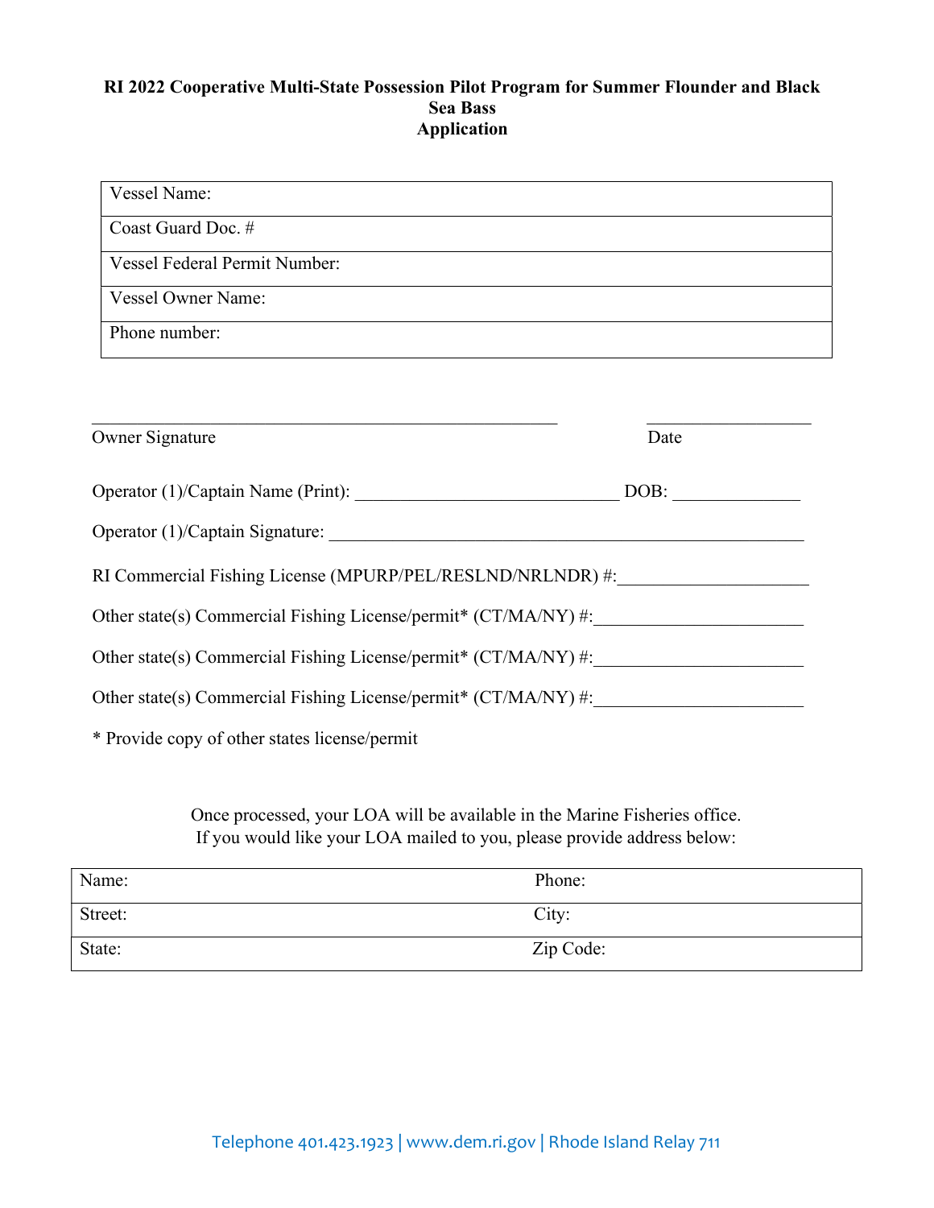**RI 2022 Cooperative Multi-State Possession Pilot Program for Summer Flounder and Black Sea Bass**
**Application**

| |
|---|
| Vessel Name: |
| Coast Guard Doc. # |
| Vessel Federal Permit Number: |
| Vessel Owner Name: |
| Phone number: |

_______________________________________________ ________________
Owner Signature Date

Operator (1)/Captain Name (Print): ___________________________ DOB: _____________

Operator (1)/Captain Signature: ______________________________________________

RI Commercial Fishing License (MPURP/PEL/RESLND/NRLNDR) #:___________________

Other state(s) Commercial Fishing License/permit* (CT/MA/NY) #:____________________

Other state(s) Commercial Fishing License/permit* (CT/MA/NY) #:____________________

Other state(s) Commercial Fishing License/permit* (CT/MA/NY) #:____________________

* Provide copy of other states license/permit

Once processed, your LOA will be available in the Marine Fisheries office.
If you would like your LOA mailed to you, please provide address below:

| | |
|---|---|
| Name: | Phone: |
| Street: | City: |
| State: | Zip Code: |

Telephone 401.423.1923 | www.dem.ri.gov | Rhode Island Relay 711